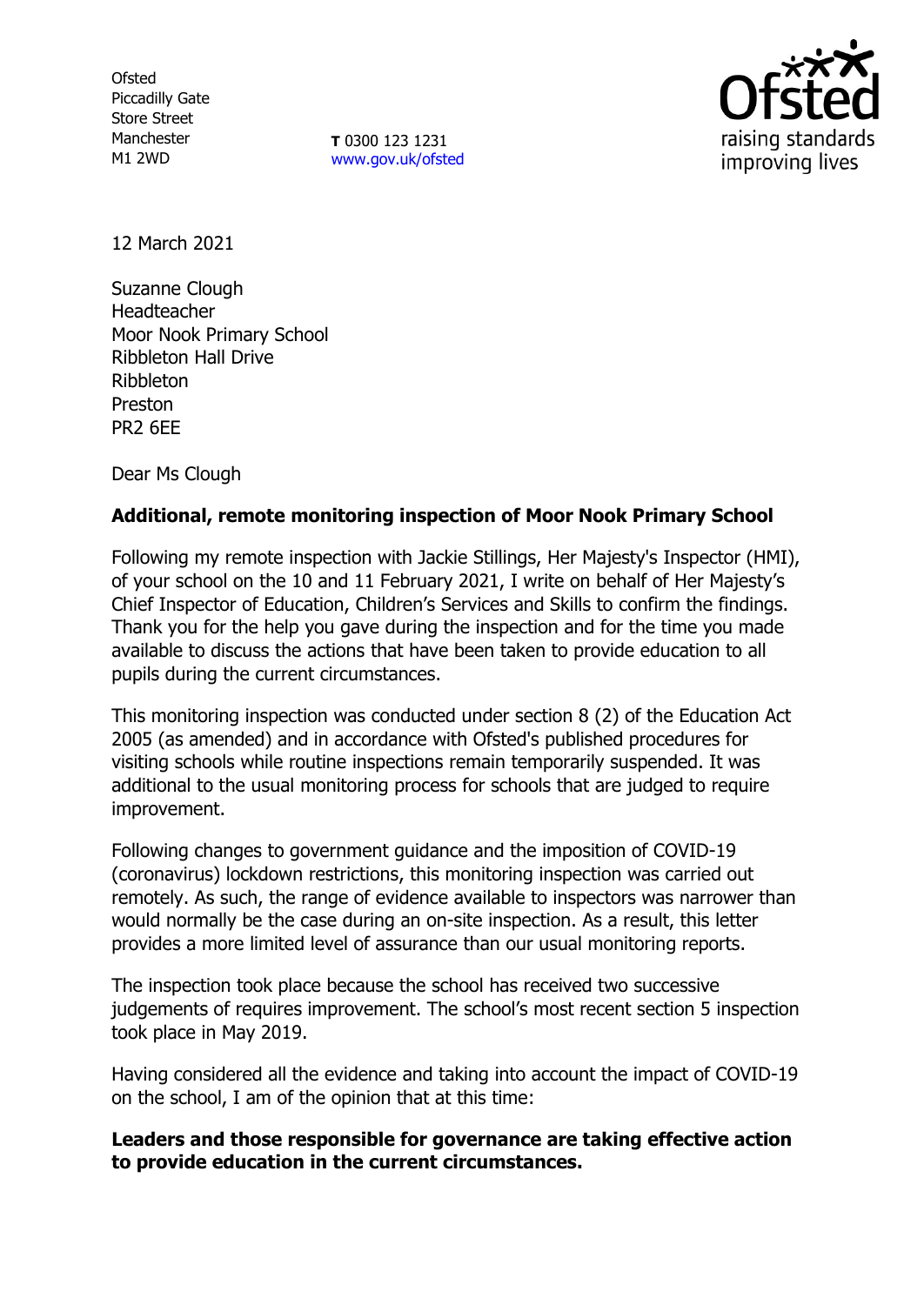Ofsted
Piccadilly Gate
Store Street
Manchester
M1 2WD

**T** 0300 123 1231
www.gov.uk/ofsted

12 March 2021

Suzanne Clough
Headteacher
Moor Nook Primary School
Ribbleton Hall Drive
Ribbleton
Preston
PR2 6EE

Dear Ms Clough

**Additional, remote monitoring inspection of Moor Nook Primary School**

Following my remote inspection with Jackie Stillings, Her Majesty's Inspector (HMI), of your school on the 10 and 11 February 2021, I write on behalf of Her Majesty's Chief Inspector of Education, Children's Services and Skills to confirm the findings. Thank you for the help you gave during the inspection and for the time you made available to discuss the actions that have been taken to provide education to all pupils during the current circumstances.

This monitoring inspection was conducted under section 8 (2) of the Education Act 2005 (as amended) and in accordance with Ofsted's published procedures for visiting schools while routine inspections remain temporarily suspended. It was additional to the usual monitoring process for schools that are judged to require improvement.

Following changes to government guidance and the imposition of COVID-19 (coronavirus) lockdown restrictions, this monitoring inspection was carried out remotely. As such, the range of evidence available to inspectors was narrower than would normally be the case during an on-site inspection. As a result, this letter provides a more limited level of assurance than our usual monitoring reports.

The inspection took place because the school has received two successive judgements of requires improvement. The school's most recent section 5 inspection took place in May 2019.

Having considered all the evidence and taking into account the impact of COVID-19 on the school, I am of the opinion that at this time:

**Leaders and those responsible for governance are taking effective action to provide education in the current circumstances.**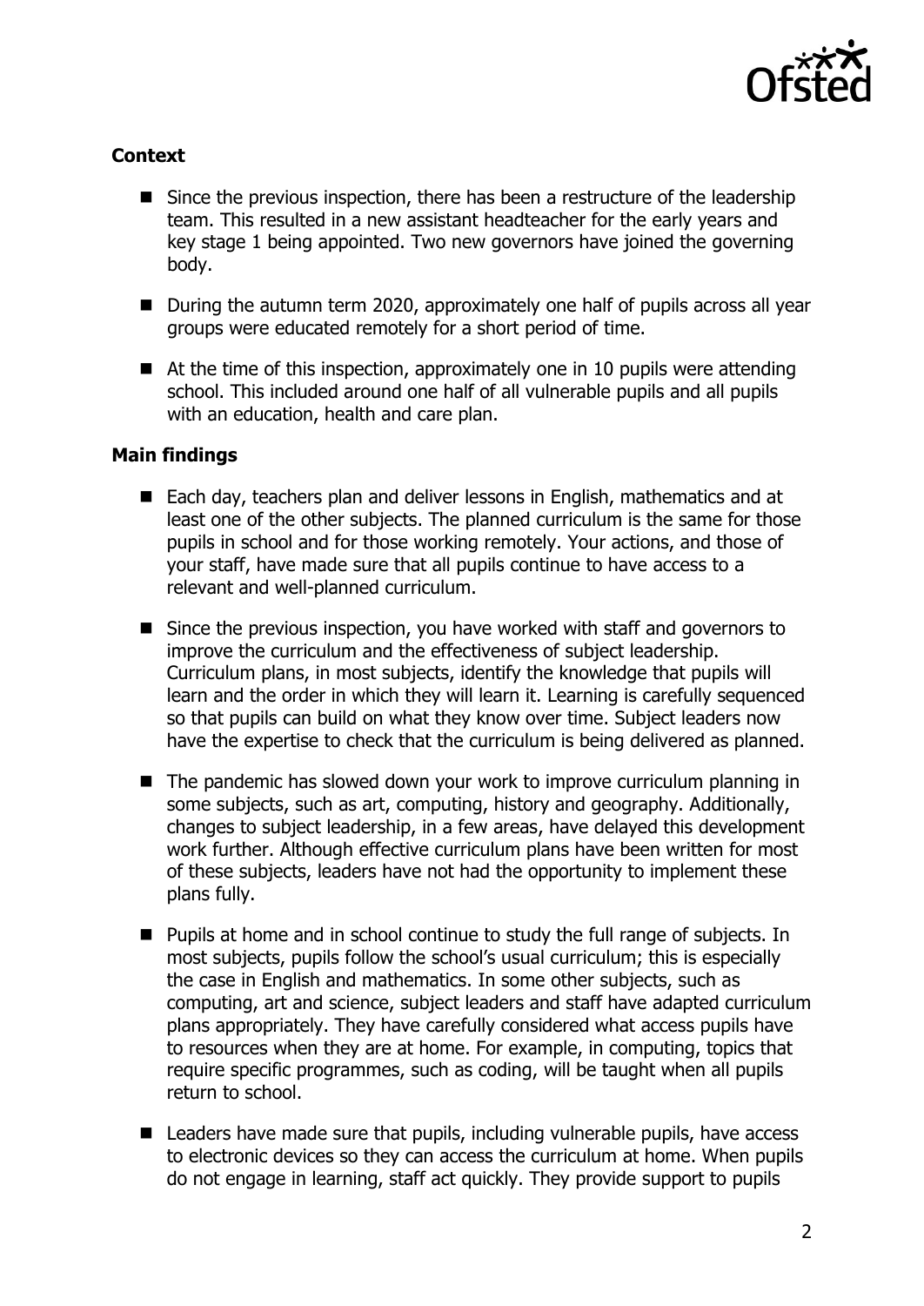## Context

- Since the previous inspection, there has been a restructure of the leadership team. This resulted in a new assistant headteacher for the early years and key stage 1 being appointed. Two new governors have joined the governing body.
- During the autumn term 2020, approximately one half of pupils across all year groups were educated remotely for a short period of time.
- At the time of this inspection, approximately one in 10 pupils were attending school. This included around one half of all vulnerable pupils and all pupils with an education, health and care plan.

## Main findings

- Each day, teachers plan and deliver lessons in English, mathematics and at least one of the other subjects. The planned curriculum is the same for those pupils in school and for those working remotely. Your actions, and those of your staff, have made sure that all pupils continue to have access to a relevant and well-planned curriculum.
- Since the previous inspection, you have worked with staff and governors to improve the curriculum and the effectiveness of subject leadership. Curriculum plans, in most subjects, identify the knowledge that pupils will learn and the order in which they will learn it. Learning is carefully sequenced so that pupils can build on what they know over time. Subject leaders now have the expertise to check that the curriculum is being delivered as planned.
- The pandemic has slowed down your work to improve curriculum planning in some subjects, such as art, computing, history and geography. Additionally, changes to subject leadership, in a few areas, have delayed this development work further. Although effective curriculum plans have been written for most of these subjects, leaders have not had the opportunity to implement these plans fully.
- Pupils at home and in school continue to study the full range of subjects. In most subjects, pupils follow the school's usual curriculum; this is especially the case in English and mathematics. In some other subjects, such as computing, art and science, subject leaders and staff have adapted curriculum plans appropriately. They have carefully considered what access pupils have to resources when they are at home. For example, in computing, topics that require specific programmes, such as coding, will be taught when all pupils return to school.
- Leaders have made sure that pupils, including vulnerable pupils, have access to electronic devices so they can access the curriculum at home. When pupils do not engage in learning, staff act quickly. They provide support to pupils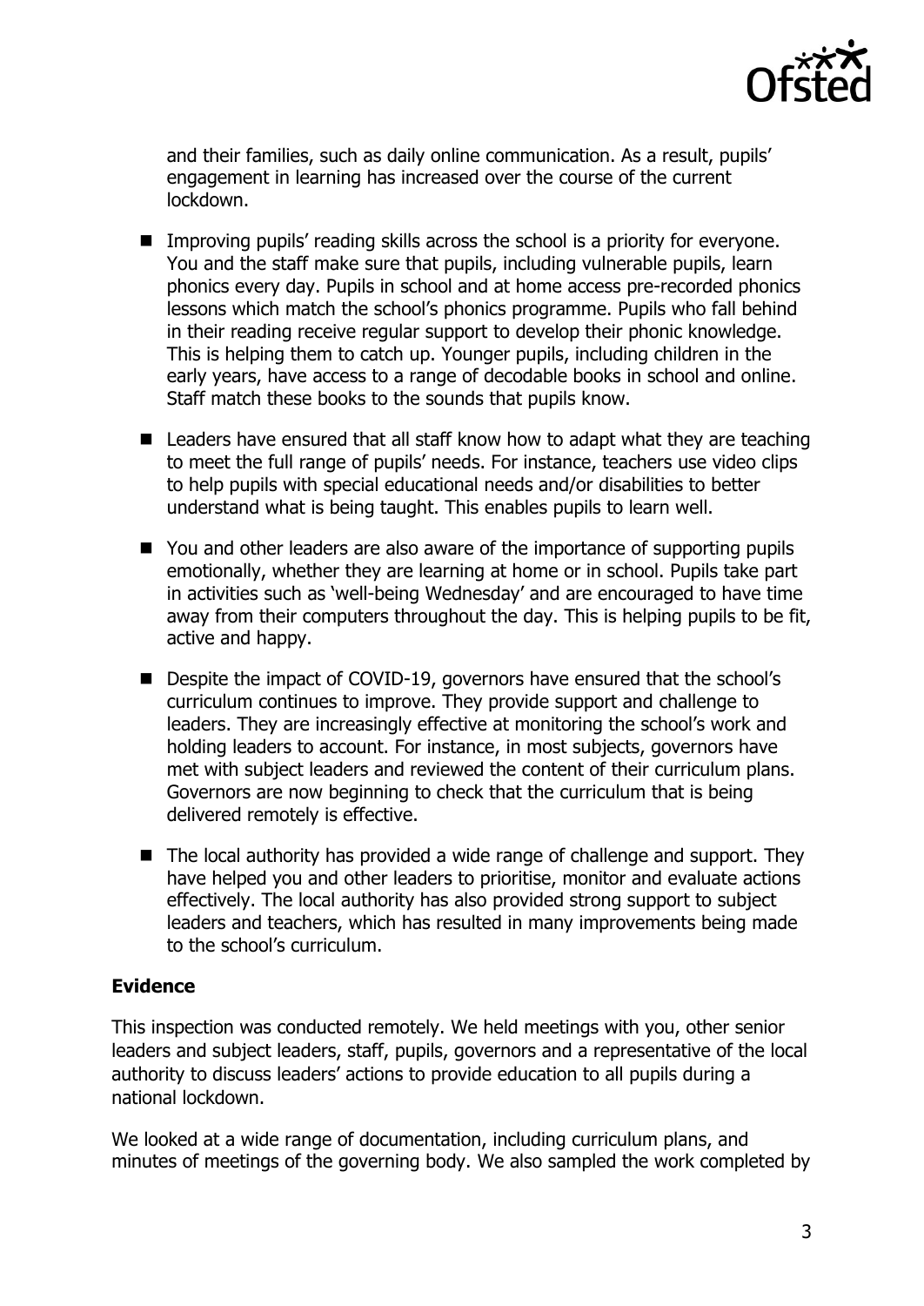and their families, such as daily online communication. As a result, pupils' engagement in learning has increased over the course of the current lockdown.

- Improving pupils' reading skills across the school is a priority for everyone. You and the staff make sure that pupils, including vulnerable pupils, learn phonics every day. Pupils in school and at home access pre-recorded phonics lessons which match the school's phonics programme. Pupils who fall behind in their reading receive regular support to develop their phonic knowledge. This is helping them to catch up. Younger pupils, including children in the early years, have access to a range of decodable books in school and online. Staff match these books to the sounds that pupils know.
- Leaders have ensured that all staff know how to adapt what they are teaching to meet the full range of pupils' needs. For instance, teachers use video clips to help pupils with special educational needs and/or disabilities to better understand what is being taught. This enables pupils to learn well.
- You and other leaders are also aware of the importance of supporting pupils emotionally, whether they are learning at home or in school. Pupils take part in activities such as 'well-being Wednesday' and are encouraged to have time away from their computers throughout the day. This is helping pupils to be fit, active and happy.
- Despite the impact of COVID-19, governors have ensured that the school's curriculum continues to improve. They provide support and challenge to leaders. They are increasingly effective at monitoring the school's work and holding leaders to account. For instance, in most subjects, governors have met with subject leaders and reviewed the content of their curriculum plans. Governors are now beginning to check that the curriculum that is being delivered remotely is effective.
- The local authority has provided a wide range of challenge and support. They have helped you and other leaders to prioritise, monitor and evaluate actions effectively. The local authority has also provided strong support to subject leaders and teachers, which has resulted in many improvements being made to the school's curriculum.

## Evidence

This inspection was conducted remotely. We held meetings with you, other senior leaders and subject leaders, staff, pupils, governors and a representative of the local authority to discuss leaders' actions to provide education to all pupils during a national lockdown.

We looked at a wide range of documentation, including curriculum plans, and minutes of meetings of the governing body. We also sampled the work completed by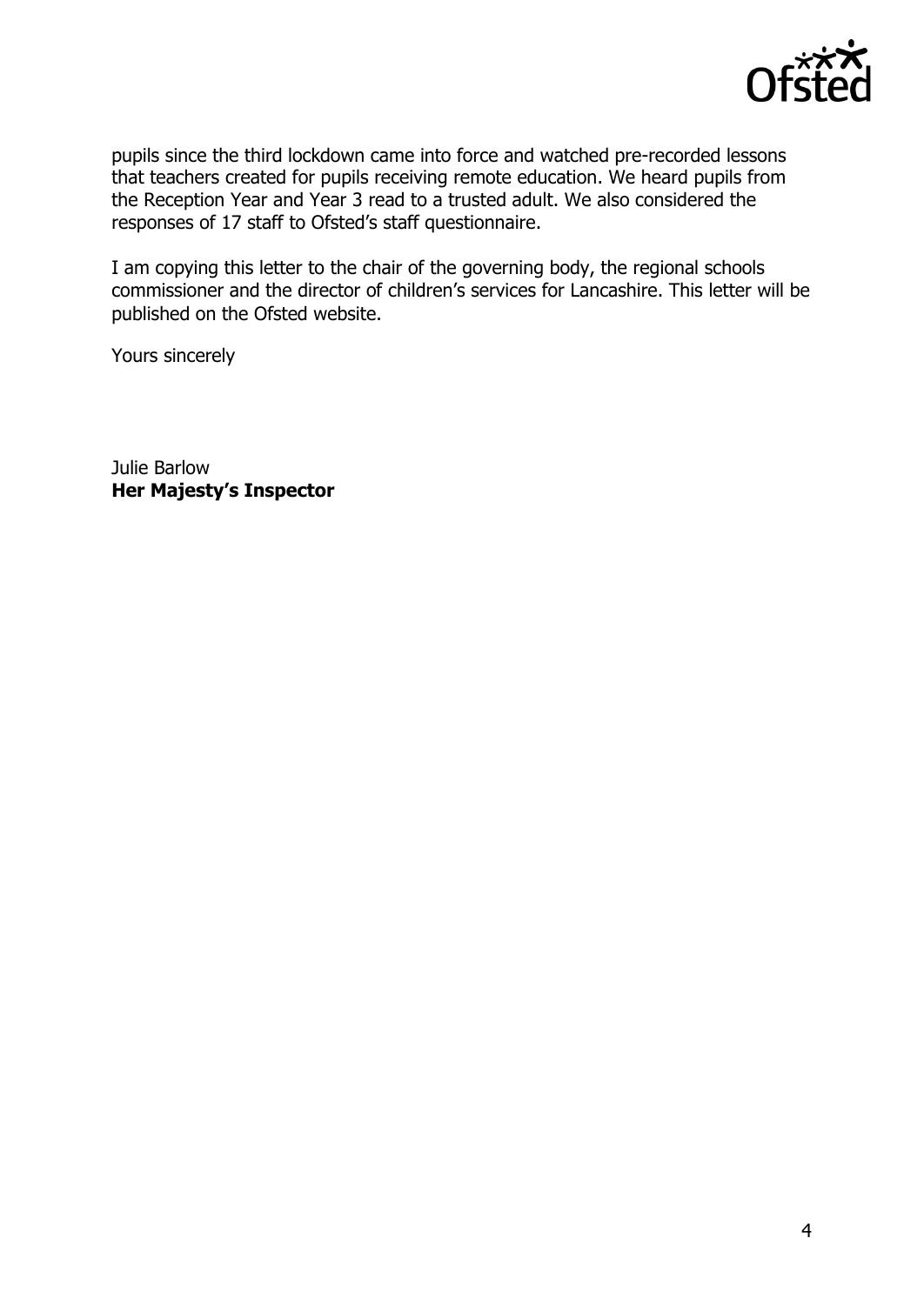pupils since the third lockdown came into force and watched pre-recorded lessons that teachers created for pupils receiving remote education. We heard pupils from the Reception Year and Year 3 read to a trusted adult. We also considered the responses of 17 staff to Ofsted's staff questionnaire.

I am copying this letter to the chair of the governing body, the regional schools commissioner and the director of children's services for Lancashire. This letter will be published on the Ofsted website.

Yours sincerely

Julie Barlow
**Her Majesty's Inspector**